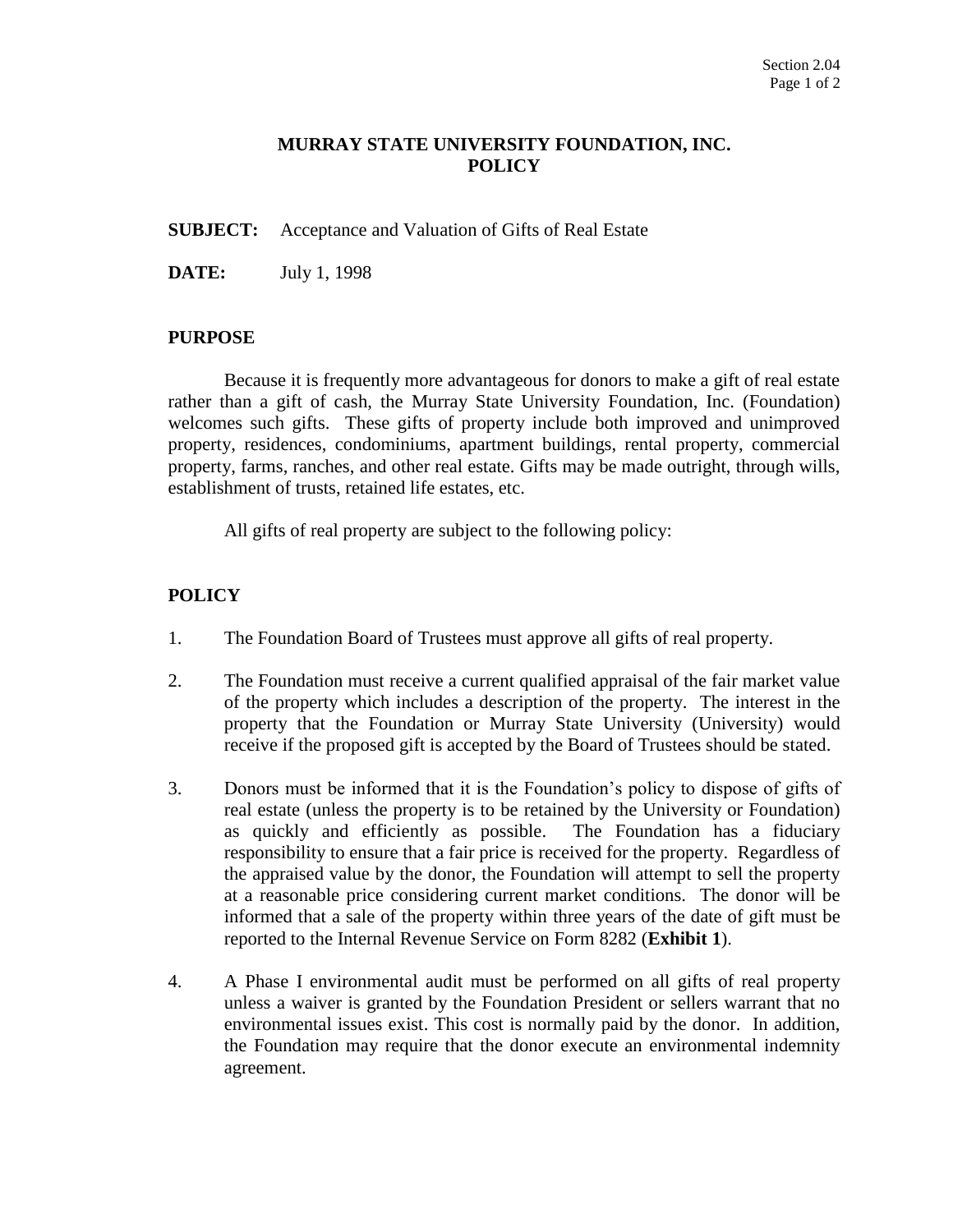# MURRAY STATE UNIVERSITY FOUNDATION, INC.
# POLICY

**SUBJECT:** Acceptance and Valuation of Gifts of Real Estate

**DATE:** July 1, 1998

## PURPOSE

Because it is frequently more advantageous for donors to make a gift of real estate rather than a gift of cash, the Murray State University Foundation, Inc. (Foundation) welcomes such gifts. These gifts of property include both improved and unimproved property, residences, condominiums, apartment buildings, rental property, commercial property, farms, ranches, and other real estate. Gifts may be made outright, through wills, establishment of trusts, retained life estates, etc.

All gifts of real property are subject to the following policy:

## POLICY

1. The Foundation Board of Trustees must approve all gifts of real property.

2. The Foundation must receive a current qualified appraisal of the fair market value of the property which includes a description of the property. The interest in the property that the Foundation or Murray State University (University) would receive if the proposed gift is accepted by the Board of Trustees should be stated.

3. Donors must be informed that it is the Foundation's policy to dispose of gifts of real estate (unless the property is to be retained by the University or Foundation) as quickly and efficiently as possible. The Foundation has a fiduciary responsibility to ensure that a fair price is received for the property. Regardless of the appraised value by the donor, the Foundation will attempt to sell the property at a reasonable price considering current market conditions. The donor will be informed that a sale of the property within three years of the date of gift must be reported to the Internal Revenue Service on Form 8282 (**Exhibit 1**).

4. A Phase I environmental audit must be performed on all gifts of real property unless a waiver is granted by the Foundation President or sellers warrant that no environmental issues exist. This cost is normally paid by the donor. In addition, the Foundation may require that the donor execute an environmental indemnity agreement.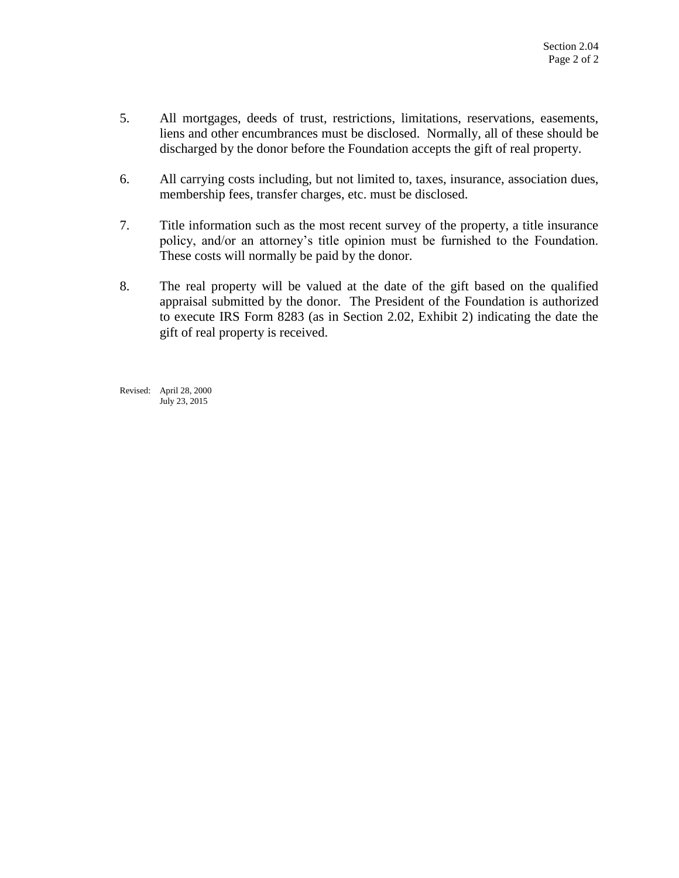5. All mortgages, deeds of trust, restrictions, limitations, reservations, easements, liens and other encumbrances must be disclosed. Normally, all of these should be discharged by the donor before the Foundation accepts the gift of real property.

6. All carrying costs including, but not limited to, taxes, insurance, association dues, membership fees, transfer charges, etc. must be disclosed.

7. Title information such as the most recent survey of the property, a title insurance policy, and/or an attorney's title opinion must be furnished to the Foundation. These costs will normally be paid by the donor.

8. The real property will be valued at the date of the gift based on the qualified appraisal submitted by the donor. The President of the Foundation is authorized to execute IRS Form 8283 (as in Section 2.02, Exhibit 2) indicating the date the gift of real property is received.

Revised: April 28, 2000
July 23, 2015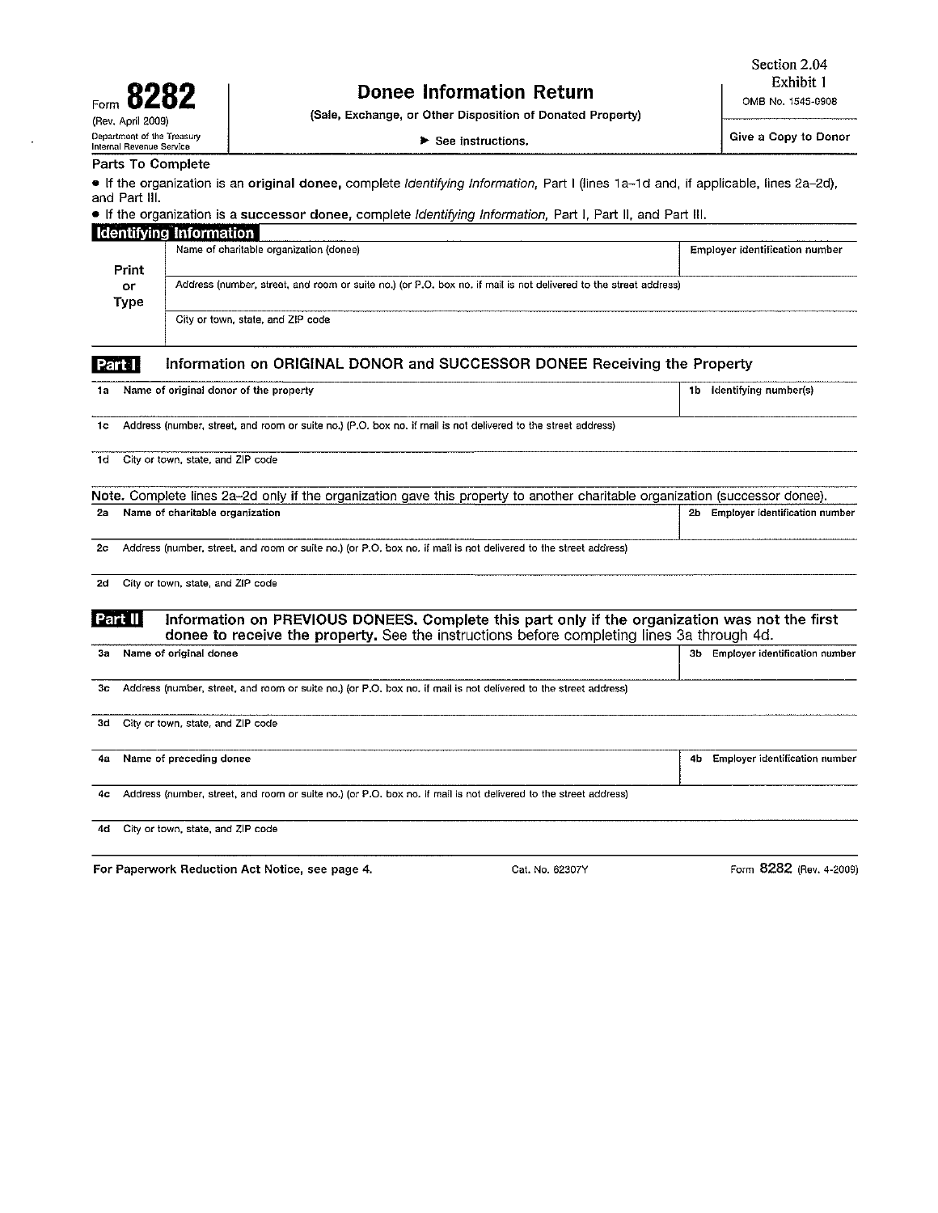Section 2.04
Exhibit 1

# Form 8282 — Donee Information Return

(Rev. April 2009)
Department of the Treasury
Internal Revenue Service

(Sale, Exchange, or Other Disposition of Donated Property)

▶ See instructions.

OMB No. 1545-0908

Give a Copy to Donor

**Parts To Complete**

- If the organization is an **original donee,** complete *Identifying Information,* Part I (lines 1a–1d and, if applicable, lines 2a–2d), and Part III.
- If the organization is a **successor donee,** complete *Identifying Information,* Part I, Part II, and Part III.

## Identifying Information

| Print or Type | Name of charitable organization (donee) | Employer identification number |
|---|---|---|
| | Address (number, street, and room or suite no.) (or P.O. box no. if mail is not delivered to the street address) | |
| | City or town, state, and ZIP code | |

## Part I — Information on ORIGINAL DONOR and SUCCESSOR DONEE Receiving the Property

| | | |
|---|---|---|
| **1a** Name of original donor of the property | | **1b** Identifying number(s) |
| **1c** Address (number, street, and room or suite no.) (P.O. box no. if mail is not delivered to the street address) | | |
| **1d** City or town, state, and ZIP code | | |

**Note.** Complete lines 2a–2d only if the organization gave this property to another charitable organization (successor donee).

| | | |
|---|---|---|
| **2a** Name of charitable organization | | **2b** Employer identification number |
| **2c** Address (number, street, and room or suite no.) (or P.O. box no. if mail is not delivered to the street address) | | |
| **2d** City or town, state, and ZIP code | | |

## Part II — Information on PREVIOUS DONEES. Complete this part only if the organization was not the first donee to receive the property. See the instructions before completing lines 3a through 4d.

| | | |
|---|---|---|
| **3a** Name of original donee | | **3b** Employer identification number |
| **3c** Address (number, street, and room or suite no.) (or P.O. box no. if mail is not delivered to the street address) | | |
| **3d** City or town, state, and ZIP code | | |
| **4a** Name of preceding donee | | **4b** Employer identification number |
| **4c** Address (number, street, and room or suite no.) (or P.O. box no. if mail is not delivered to the street address) | | |
| **4d** City or town, state, and ZIP code | | |

**For Paperwork Reduction Act Notice, see page 4.** Cat. No. 62307Y Form **8282** (Rev. 4-2009)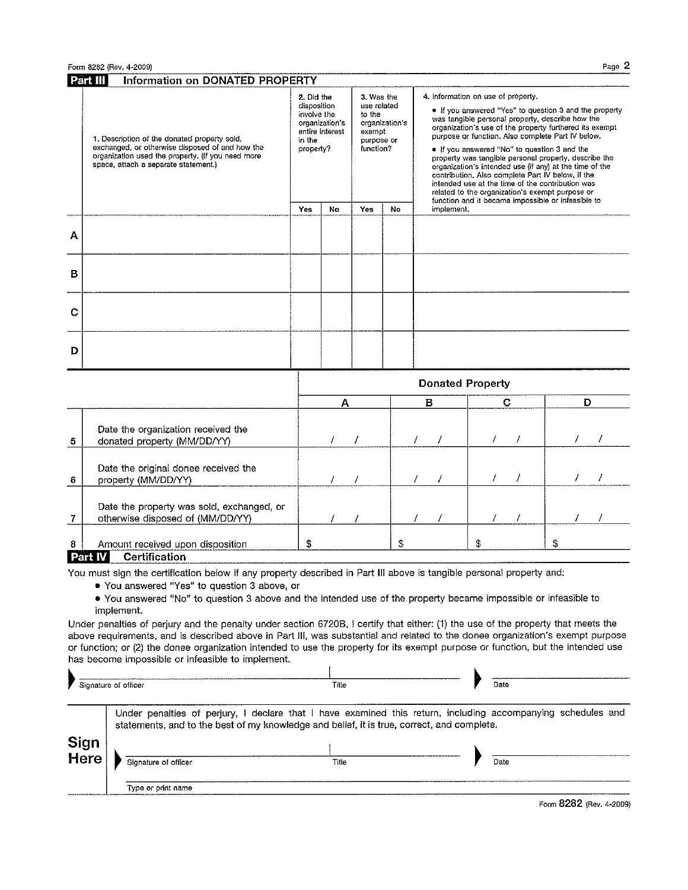Form 8282 (Rev. 4-2009)

## Part III Information on DONATED PROPERTY

| | 1. Description of the donated property sold, exchanged, or otherwise disposed of and how the organization used the property. (If you need more space, attach a separate statement.) | 2. Did the disposition involve the organization's entire interest in the property? | | 3. Was the use related to the organization's exempt purpose or function? | | 4. Information on use of property. • If you answered "Yes" to question 3 and the property was tangible personal property, describe how the organization's use of the property furthered its exempt purpose or function. Also complete Part IV below. • If you answered "No" to question 3 and the property was tangible personal property, describe the organization's intended use (if any) at the time of the contribution. Also complete Part IV below, if the intended use at the time of the contribution was related to the organization's exempt purpose or function and it became impossible or infeasible to implement. |
|---|---|---|---|---|---|---|
| | | Yes | No | Yes | No | |
| A | | | | | | |
| B | | | | | | |
| C | | | | | | |
| D | | | | | | |

| | | Donated Property | | | |
|---|---|---|---|---|---|
| | | A | B | C | D |
| 5 | Date the organization received the donated property (MM/DD/YY) | / / | / / | / / | / / |
| 6 | Date the original donee received the property (MM/DD/YY) | / / | / / | / / | / / |
| 7 | Date the property was sold, exchanged, or otherwise disposed of (MM/DD/YY) | / / | / / | / / | / / |
| 8 | Amount received upon disposition | $ | $ | $ | $ |

## Part IV Certification

You must sign the certification below if any property described in Part III above is tangible personal property and:

- You answered "Yes" to question 3 above, or
- You answered "No" to question 3 above and the intended use of the property became impossible or infeasible to implement.

Under penalties of perjury and the penalty under section 6720B, I certify that either: (1) the use of the property that meets the above requirements, and is described above in Part III, was substantial and related to the donee organization's exempt purpose or function; or (2) the donee organization intended to use the property for its exempt purpose or function, but the intended use has become impossible or infeasible to implement.

Signature of officer ______________________ Title ______________________ Date ______________________

**Sign Here**

Under penalties of perjury, I declare that I have examined this return, including accompanying schedules and statements, and to the best of my knowledge and belief, it is true, correct, and complete.

Signature of officer ______________________ Title ______________________ Date ______________________

Type or print name ______________________

Form 8282 (Rev. 4-2009)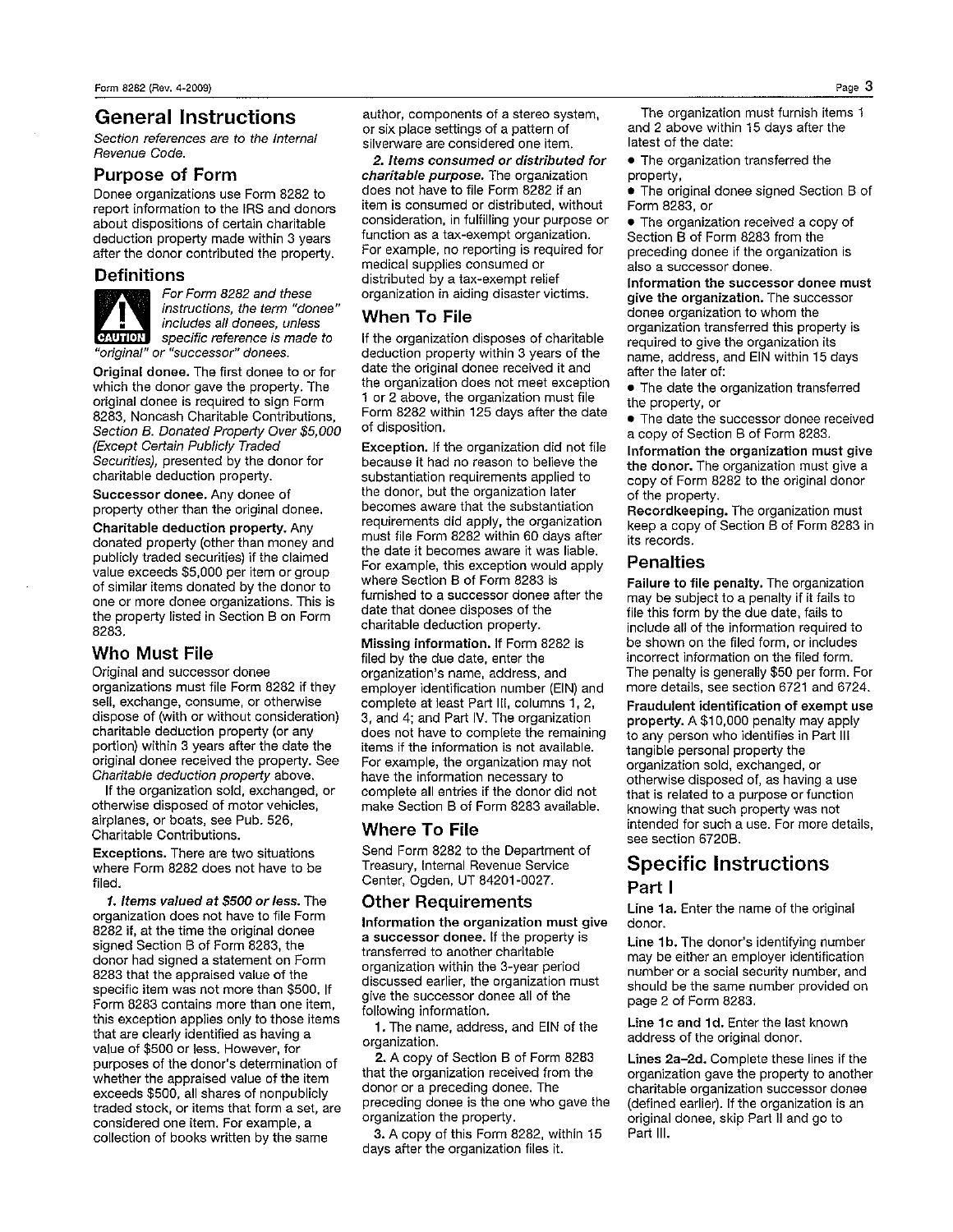# General Instructions

*Section references are to the Internal Revenue Code.*

## Purpose of Form

Donee organizations use Form 8282 to report information to the IRS and donors about dispositions of certain charitable deduction property made within 3 years after the donor contributed the property.

## Definitions

**CAUTION** *For Form 8282 and these instructions, the term "donee" includes all donees, unless specific reference is made to "original" or "successor" donees.*

**Original donee.** The first donee to or for which the donor gave the property. The original donee is required to sign Form 8283, Noncash Charitable Contributions, *Section B. Donated Property Over $5,000 (Except Certain Publicly Traded Securities),* presented by the donor for charitable deduction property.

**Successor donee.** Any donee of property other than the original donee.

**Charitable deduction property.** Any donated property (other than money and publicly traded securities) if the claimed value exceeds $5,000 per item or group of similar items donated by the donor to one or more donee organizations. This is the property listed in Section B on Form 8283.

## Who Must File

Original and successor donee organizations must file Form 8282 if they sell, exchange, consume, or otherwise dispose of (with or without consideration) charitable deduction property (or any portion) within 3 years after the date the original donee received the property. See *Charitable deduction property* above.

If the organization sold, exchanged, or otherwise disposed of motor vehicles, airplanes, or boats, see Pub. 526, Charitable Contributions.

**Exceptions.** There are two situations where Form 8282 does not have to be filed.

***1. Items valued at $500 or less.*** The organization does not have to file Form 8282 if, at the time the original donee signed Section B of Form 8283, the donor had signed a statement on Form 8283 that the appraised value of the specific item was not more than $500. If Form 8283 contains more than one item, this exception applies only to those items that are clearly identified as having a value of $500 or less. However, for purposes of the donor's determination of whether the appraised value of the item exceeds $500, all shares of nonpublicly traded stock, or items that form a set, are considered one item. For example, a collection of books written by the same author, components of a stereo system, or six place settings of a pattern of silverware are considered one item.

***2. Items consumed or distributed for charitable purpose.*** The organization does not have to file Form 8282 if an item is consumed or distributed, without consideration, in fulfilling your purpose or function as a tax-exempt organization. For example, no reporting is required for medical supplies consumed or distributed by a tax-exempt relief organization in aiding disaster victims.

## When To File

If the organization disposes of charitable deduction property within 3 years of the date the original donee received it and the organization does not meet exception 1 or 2 above, the organization must file Form 8282 within 125 days after the date of disposition.

**Exception.** If the organization did not file because it had no reason to believe the substantiation requirements applied to the donor, but the organization later becomes aware that the substantiation requirements did apply, the organization must file Form 8282 within 60 days after the date it becomes aware it was liable. For example, this exception would apply where Section B of Form 8283 is furnished to a successor donee after the date that donee disposes of the charitable deduction property.

**Missing information.** If Form 8282 is filed by the due date, enter the organization's name, address, and employer identification number (EIN) and complete at least Part III, columns 1, 2, 3, and 4; and Part IV. The organization does not have to complete the remaining items if the information is not available. For example, the organization may not have the information necessary to complete all entries if the donor did not make Section B of Form 8283 available.

## Where To File

Send Form 8282 to the Department of Treasury, Internal Revenue Service Center, Ogden, UT 84201-0027.

## Other Requirements

**Information the organization must give a successor donee.** If the property is transferred to another charitable organization within the 3-year period discussed earlier, the organization must give the successor donee all of the following information.

1. The name, address, and EIN of the organization.

2. A copy of Section B of Form 8283 that the organization received from the donor or a preceding donee. The preceding donee is the one who gave the organization the property.

3. A copy of this Form 8282, within 15 days after the organization files it.

The organization must furnish items 1 and 2 above within 15 days after the latest of the date:

- The organization transferred the property,
- The original donee signed Section B of Form 8283, or
- The organization received a copy of Section B of Form 8283 from the preceding donee if the organization is also a successor donee.

**Information the successor donee must give the organization.** The successor donee organization to whom the organization transferred this property is required to give the organization its name, address, and EIN within 15 days after the later of:

- The date the organization transferred the property, or
- The date the successor donee received a copy of Section B of Form 8283.

**Information the organization must give the donor.** The organization must give a copy of Form 8282 to the original donor of the property.

**Recordkeeping.** The organization must keep a copy of Section B of Form 8283 in its records.

## Penalties

**Failure to file penalty.** The organization may be subject to a penalty if it fails to file this form by the due date, fails to include all of the information required to be shown on the filed form, or includes incorrect information on the filed form. The penalty is generally $50 per form. For more details, see section 6721 and 6724.

**Fraudulent identification of exempt use property.** A $10,000 penalty may apply to any person who identifies in Part III tangible personal property the organization sold, exchanged, or otherwise disposed of, as having a use that is related to a purpose or function knowing that such property was not intended for such a use. For more details, see section 6720B.

# Specific Instructions

## Part I

**Line 1a.** Enter the name of the original donor.

**Line 1b.** The donor's identifying number may be either an employer identification number or a social security number, and should be the same number provided on page 2 of Form 8283.

**Line 1c and 1d.** Enter the last known address of the original donor.

**Lines 2a–2d.** Complete these lines if the organization gave the property to another charitable organization successor donee (defined earlier). If the organization is an original donee, skip Part II and go to Part III.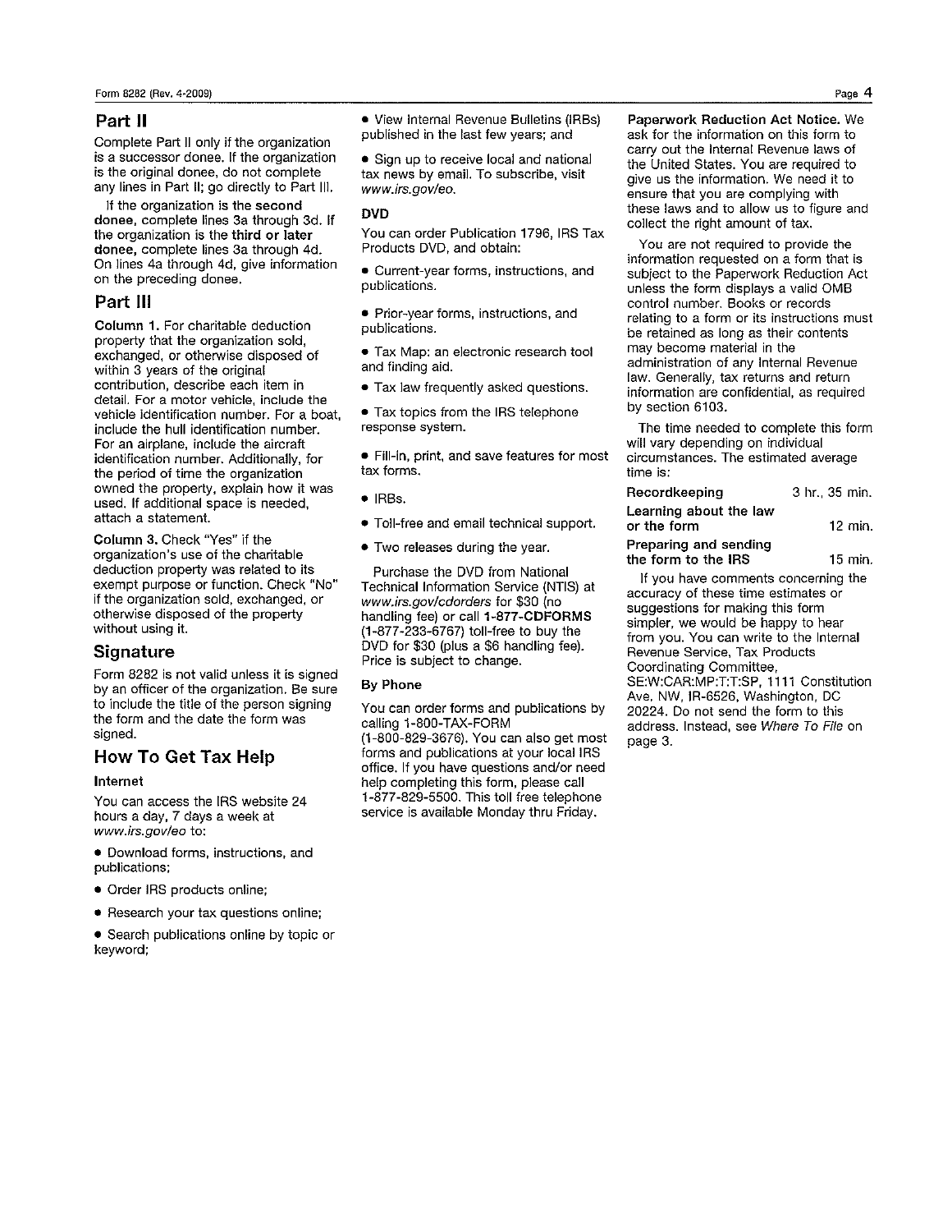## Part II

Complete Part II only if the organization is a successor donee. If the organization is the original donee, do not complete any lines in Part II; go directly to Part III.

If the organization is the **second donee,** complete lines 3a through 3d. If the organization is the **third or later donee,** complete lines 3a through 4d. On lines 4a through 4d, give information on the preceding donee.

## Part III

**Column 1.** For charitable deduction property that the organization sold, exchanged, or otherwise disposed of within 3 years of the original contribution, describe each item in detail. For a motor vehicle, include the vehicle identification number. For a boat, include the hull identification number. For an airplane, include the aircraft identification number. Additionally, for the period of time the organization owned the property, explain how it was used. If additional space is needed, attach a statement.

**Column 3.** Check "Yes" if the organization's use of the charitable deduction property was related to its exempt purpose or function. Check "No" if the organization sold, exchanged, or otherwise disposed of the property without using it.

## Signature

Form 8282 is not valid unless it is signed by an officer of the organization. Be sure to include the title of the person signing the form and the date the form was signed.

## How To Get Tax Help

### Internet

You can access the IRS website 24 hours a day, 7 days a week at *www.irs.gov/eo* to:

- Download forms, instructions, and publications;
- Order IRS products online;
- Research your tax questions online;
- Search publications online by topic or keyword;
- View Internal Revenue Bulletins (IRBs) published in the last few years; and
- Sign up to receive local and national tax news by email. To subscribe, visit *www.irs.gov/eo.*

### DVD

You can order Publication 1796, IRS Tax Products DVD, and obtain:

- Current-year forms, instructions, and publications.
- Prior-year forms, instructions, and publications.
- Tax Map: an electronic research tool and finding aid.
- Tax law frequently asked questions.
- Tax topics from the IRS telephone response system.
- Fill-in, print, and save features for most tax forms.
- IRBs.
- Toll-free and email technical support.
- Two releases during the year.

Purchase the DVD from National Technical Information Service (NTIS) at *www.irs.gov/cdorders* for $30 (no handling fee) or call **1-877-CDFORMS** (1-877-233-6767) toll-free to buy the DVD for $30 (plus a $6 handling fee). Price is subject to change.

### By Phone

You can order forms and publications by calling 1-800-TAX-FORM (1-800-829-3676). You can also get most forms and publications at your local IRS office. If you have questions and/or need help completing this form, please call 1-877-829-5500. This toll free telephone service is available Monday thru Friday.

**Paperwork Reduction Act Notice.** We ask for the information on this form to carry out the Internal Revenue laws of the United States. You are required to give us the information. We need it to ensure that you are complying with these laws and to allow us to figure and collect the right amount of tax.

You are not required to provide the information requested on a form that is subject to the Paperwork Reduction Act unless the form displays a valid OMB control number. Books or records relating to a form or its instructions must be retained as long as their contents may become material in the administration of any Internal Revenue law. Generally, tax returns and return information are confidential, as required by section 6103.

The time needed to complete this form will vary depending on individual circumstances. The estimated average time is:

| | |
|---|---|
| **Recordkeeping** | 3 hr., 35 min. |
| **Learning about the law or the form** | 12 min. |
| **Preparing and sending the form to the IRS** | 15 min. |

If you have comments concerning the accuracy of these time estimates or suggestions for making this form simpler, we would be happy to hear from you. You can write to the Internal Revenue Service, Tax Products Coordinating Committee, SE:W:CAR:MP:T:T:SP, 1111 Constitution Ave. NW, IR-6526, Washington, DC 20224. Do not send the form to this address. Instead, see *Where To File* on page 3.